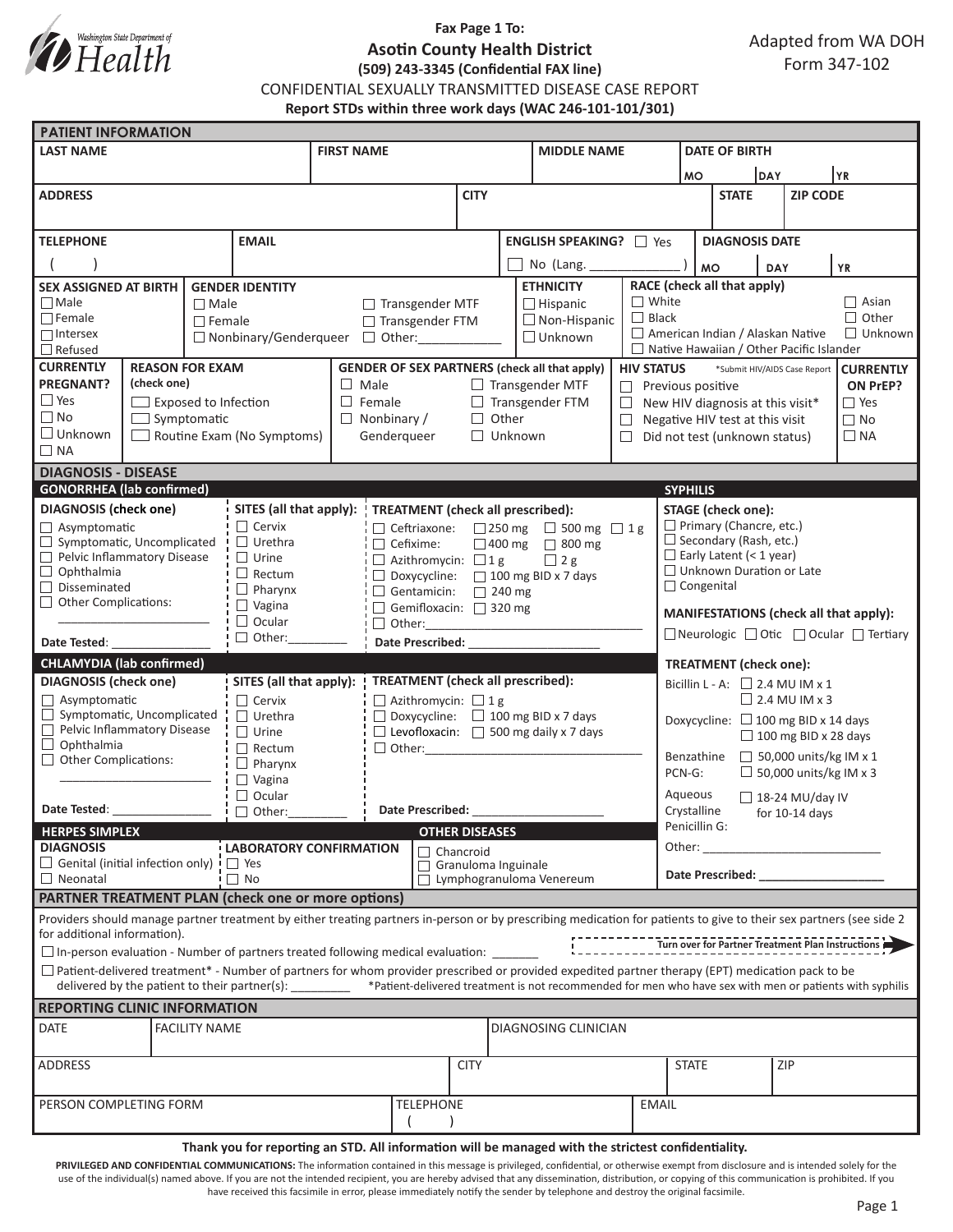Washington State Department of Health

**Fax Page 1 To:**

**Asotin County Health District**

**(509) 243-3345 (Confidential FAX line)**

Adapted from WA DOH Form 347-102

# CONFIDENTIAL SEXUALLY TRANSMITTED DISEASE CASE REPORT

**Report STDs within three work days (WAC 246-101-101/301)**

## PATIENT INFORMATION

| LAST NAME | FIRST NAME | MIDDLE NAME | DATE OF BIRTH (MO / DAY / YR) |
|---|---|---|---|
| | | | |

| ADDRESS | CITY | STATE | ZIP CODE |
|---|---|---|---|
| | | | |

| TELEPHONE | EMAIL | ENGLISH SPEAKING? | DIAGNOSIS DATE (MO / DAY / YR) |
|---|---|---|---|
| ( ) | | ☐ Yes ☐ No (Lang. _____________ ) | |

**SEX ASSIGNED AT BIRTH**
- ☐ Male
- ☐ Female
- ☐ Intersex
- ☐ Refused

**GENDER IDENTITY**
- ☐ Male
- ☐ Female
- ☐ Nonbinary/Genderqueer
- ☐ Transgender MTF
- ☐ Transgender FTM
- ☐ Other:___________

**ETHNICITY**
- ☐ Hispanic
- ☐ Non-Hispanic
- ☐ Unknown

**RACE (check all that apply)**
- ☐ White
- ☐ Black
- ☐ American Indian / Alaskan Native
- ☐ Native Hawaiian / Other Pacific Islander
- ☐ Asian
- ☐ Other
- ☐ Unknown

**CURRENTLY PREGNANT?**
- ☐ Yes
- ☐ No
- ☐ Unknown
- ☐ NA

**REASON FOR EXAM (check one)**
- ☐ Exposed to Infection
- ☐ Symptomatic
- ☐ Routine Exam (No Symptoms)

**GENDER OF SEX PARTNERS (check all that apply)**
- ☐ Male
- ☐ Female
- ☐ Nonbinary / Genderqueer
- ☐ Transgender MTF
- ☐ Transgender FTM
- ☐ Other
- ☐ Unknown

**HIV STATUS** *Submit HIV/AIDS Case Report
- ☐ Previous positive
- ☐ New HIV diagnosis at this visit*
- ☐ Negative HIV test at this visit
- ☐ Did not test (unknown status)

**CURRENTLY ON PrEP?**
- ☐ Yes
- ☐ No
- ☐ NA

## DIAGNOSIS - DISEASE

### GONORRHEA (lab confirmed)

**DIAGNOSIS (check one)**
- ☐ Asymptomatic
- ☐ Symptomatic, Uncomplicated
- ☐ Pelvic Inflammatory Disease
- ☐ Ophthalmia
- ☐ Disseminated
- ☐ Other Complications: ______________________

Date Tested: _______________

**SITES (all that apply):**
- ☐ Cervix
- ☐ Urethra
- ☐ Urine
- ☐ Rectum
- ☐ Pharynx
- ☐ Vagina
- ☐ Ocular
- ☐ Other:_________

**TREATMENT (check all prescribed):**
- ☐ Ceftriaxone: ☐ 250 mg ☐ 500 mg ☐ 1 g
- ☐ Cefixime: ☐ 400 mg ☐ 800 mg
- ☐ Azithromycin: ☐ 1 g ☐ 2 g
- ☐ Doxycycline: ☐ 100 mg BID x 7 days
- ☐ Gentamicin: ☐ 240 mg
- ☐ Gemifloxacin: ☐ 320 mg
- ☐ Other:________________________________

Date Prescribed: ____________________

### CHLAMYDIA (lab confirmed)

**DIAGNOSIS (check one)**
- ☐ Asymptomatic
- ☐ Symptomatic, Uncomplicated
- ☐ Pelvic Inflammatory Disease
- ☐ Ophthalmia
- ☐ Other Complications: ______________________

Date Tested: _______________

**SITES (all that apply):**
- ☐ Cervix
- ☐ Urethra
- ☐ Urine
- ☐ Rectum
- ☐ Pharynx
- ☐ Vagina
- ☐ Ocular
- ☐ Other:_________

**TREATMENT (check all prescribed):**
- ☐ Azithromycin: ☐ 1 g
- ☐ Doxycycline: ☐ 100 mg BID x 7 days
- ☐ Levofloxacin: ☐ 500 mg daily x 7 days
- ☐ Other:________________________________

Date Prescribed: ____________________

### HERPES SIMPLEX

**DIAGNOSIS**
- ☐ Genital (initial infection only)
- ☐ Neonatal

**LABORATORY CONFIRMATION**
- ☐ Yes
- ☐ No

### OTHER DISEASES
- ☐ Chancroid
- ☐ Granuloma Inguinale
- ☐ Lymphogranuloma Venereum

### SYPHILIS

**STAGE (check one):**
- ☐ Primary (Chancre, etc.)
- ☐ Secondary (Rash, etc.)
- ☐ Early Latent (< 1 year)
- ☐ Unknown Duration or Late
- ☐ Congenital

**MANIFESTATIONS (check all that apply):**
☐ Neurologic ☐ Otic ☐ Ocular ☐ Tertiary

**TREATMENT (check one):**
- Bicillin L - A: ☐ 2.4 MU IM x 1 ☐ 2.4 MU IM x 3
- Doxycycline: ☐ 100 mg BID x 14 days ☐ 100 mg BID x 28 days
- Benzathine PCN-G: ☐ 50,000 units/kg IM x 1 ☐ 50,000 units/kg IM x 3
- Aqueous Crystalline Penicillin G: ☐ 18-24 MU/day IV for 10-14 days
- Other: ___________________________

Date Prescribed: ___________________

## PARTNER TREATMENT PLAN (check one or more options)

Providers should manage partner treatment by either treating partners in-person or by prescribing medication for patients to give to their sex partners (see side 2 for additional information).

**Turn over for Partner Treatment Plan Instructions**

☐ In-person evaluation - Number of partners treated following medical evaluation: _______

☐ Patient-delivered treatment* - Number of partners for whom provider prescribed or provided expedited partner therapy (EPT) medication pack to be delivered by the patient to their partner(s): ________ *Patient-delivered treatment is not recommended for men who have sex with men or patients with syphilis

## REPORTING CLINIC INFORMATION

| DATE | FACILITY NAME | DIAGNOSING CLINICIAN |
|---|---|---|
| | | |

| ADDRESS | CITY | STATE | ZIP |
|---|---|---|---|
| | | | |

| PERSON COMPLETING FORM | TELEPHONE | EMAIL |
|---|---|---|
| | ( ) | |

**Thank you for reporting an STD. All information will be managed with the strictest confidentiality.**

**PRIVILEGED AND CONFIDENTIAL COMMUNICATIONS:** The information contained in this message is privileged, confidential, or otherwise exempt from disclosure and is intended solely for the use of the individual(s) named above. If you are not the intended recipient, you are hereby advised that any dissemination, distribution, or copying of this communication is prohibited. If you have received this facsimile in error, please immediately notify the sender by telephone and destroy the original facsimile.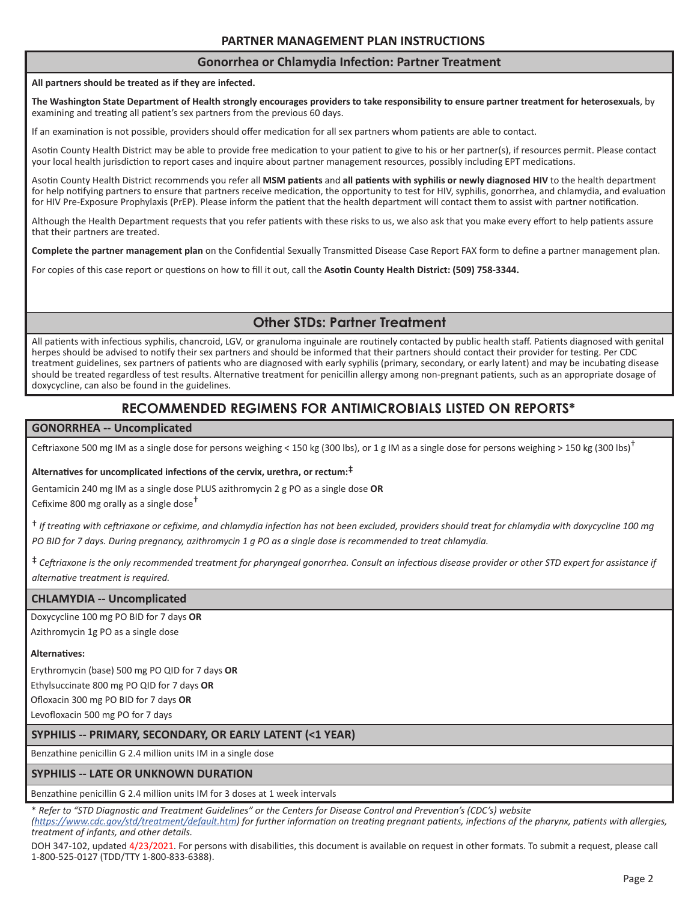# PARTNER MANAGEMENT PLAN INSTRUCTIONS

## Gonorrhea or Chlamydia Infection: Partner Treatment

**All partners should be treated as if they are infected.**

**The Washington State Department of Health strongly encourages providers to take responsibility to ensure partner treatment for heterosexuals**, by examining and treating all patient's sex partners from the previous 60 days.

If an examination is not possible, providers should offer medication for all sex partners whom patients are able to contact.

Asotin County Health District may be able to provide free medication to your patient to give to his or her partner(s), if resources permit. Please contact your local health jurisdiction to report cases and inquire about partner management resources, possibly including EPT medications.

Asotin County Health District recommends you refer all **MSM patients** and **all patients with syphilis or newly diagnosed HIV** to the health department for help notifying partners to ensure that partners receive medication, the opportunity to test for HIV, syphilis, gonorrhea, and chlamydia, and evaluation for HIV Pre-Exposure Prophylaxis (PrEP). Please inform the patient that the health department will contact them to assist with partner notification.

Although the Health Department requests that you refer patients with these risks to us, we also ask that you make every effort to help patients assure that their partners are treated.

**Complete the partner management plan** on the Confidential Sexually Transmitted Disease Case Report FAX form to define a partner management plan.

For copies of this case report or questions on how to fill it out, call the **Asotin County Health District: (509) 758-3344.**

## Other STDs: Partner Treatment

All patients with infectious syphilis, chancroid, LGV, or granuloma inguinale are routinely contacted by public health staff. Patients diagnosed with genital herpes should be advised to notify their sex partners and should be informed that their partners should contact their provider for testing. Per CDC treatment guidelines, sex partners of patients who are diagnosed with early syphilis (primary, secondary, or early latent) and may be incubating disease should be treated regardless of test results. Alternative treatment for penicillin allergy among non-pregnant patients, such as an appropriate dosage of doxycycline, can also be found in the guidelines.

## RECOMMENDED REGIMENS FOR ANTIMICROBIALS LISTED ON REPORTS*

### GONORRHEA -- Uncomplicated

Ceftriaxone 500 mg IM as a single dose for persons weighing < 150 kg (300 lbs), or 1 g IM as a single dose for persons weighing > 150 kg (300 lbs)†

**Alternatives for uncomplicated infections of the cervix, urethra, or rectum:‡**

Gentamicin 240 mg IM as a single dose PLUS azithromycin 2 g PO as a single dose **OR**
Cefixime 800 mg orally as a single dose†

† *If treating with ceftriaxone or cefixime, and chlamydia infection has not been excluded, providers should treat for chlamydia with doxycycline 100 mg PO BID for 7 days. During pregnancy, azithromycin 1 g PO as a single dose is recommended to treat chlamydia.*

‡ *Ceftriaxone is the only recommended treatment for pharyngeal gonorrhea. Consult an infectious disease provider or other STD expert for assistance if alternative treatment is required.*

### CHLAMYDIA -- Uncomplicated

Doxycycline 100 mg PO BID for 7 days **OR**
Azithromycin 1g PO as a single dose

**Alternatives:**

Erythromycin (base) 500 mg PO QID for 7 days **OR**
Ethylsuccinate 800 mg PO QID for 7 days **OR**
Ofloxacin 300 mg PO BID for 7 days **OR**
Levofloxacin 500 mg PO for 7 days

### SYPHILIS -- PRIMARY, SECONDARY, OR EARLY LATENT (<1 YEAR)

Benzathine penicillin G 2.4 million units IM in a single dose

### SYPHILIS -- LATE OR UNKNOWN DURATION

Benzathine penicillin G 2.4 million units IM for 3 doses at 1 week intervals

\* *Refer to "STD Diagnostic and Treatment Guidelines" or the Centers for Disease Control and Prevention's (CDC's) website ([https://www.cdc.gov/std/treatment/default.htm](https://www.cdc.gov/std/treatment/default.htm)) for further information on treating pregnant patients, infections of the pharynx, patients with allergies, treatment of infants, and other details.*

DOH 347-102, updated 4/23/2021. For persons with disabilities, this document is available on request in other formats. To submit a request, please call 1-800-525-0127 (TDD/TTY 1-800-833-6388).